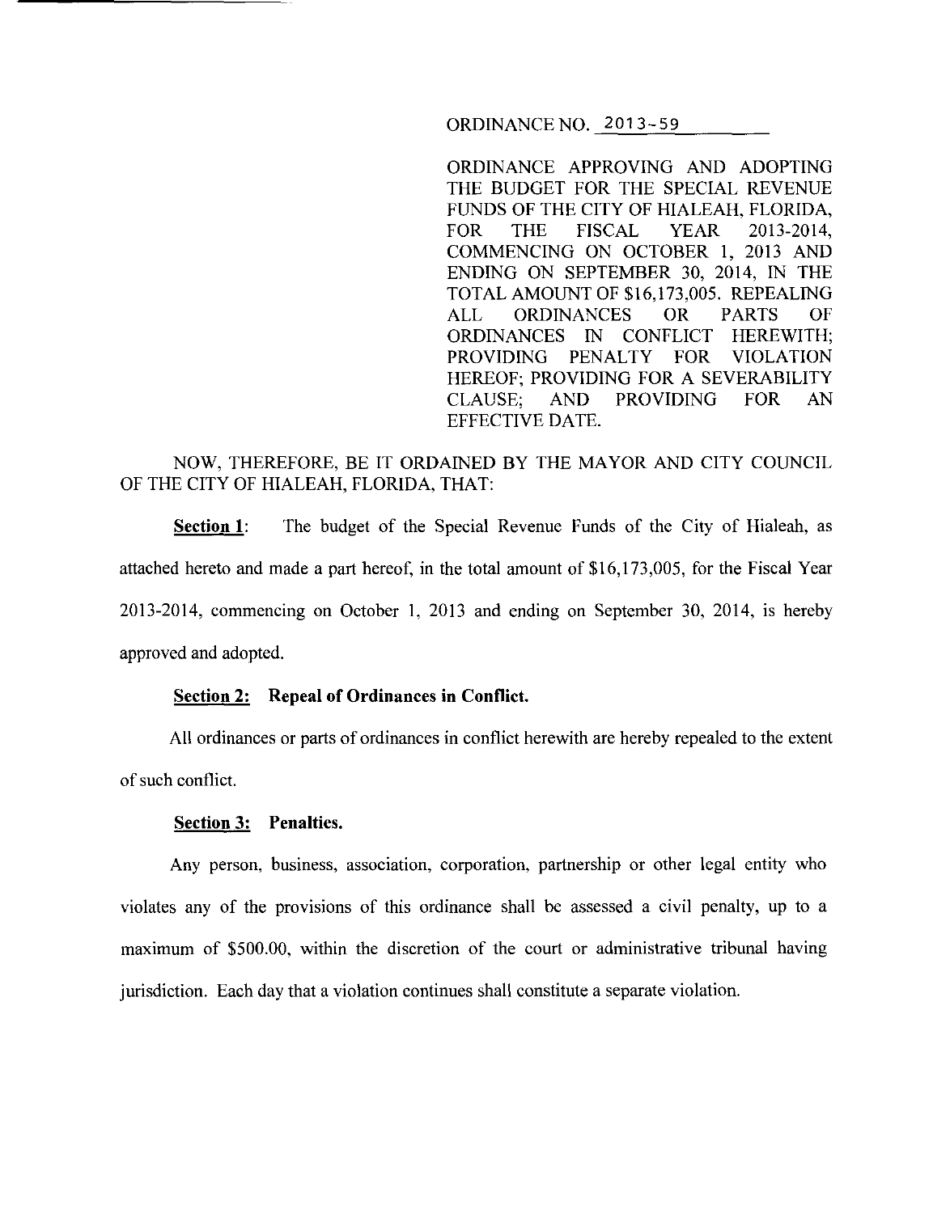ORDINANCE NO. 2013-59

ORDINANCE APPROVING AND ADOPTING THE BUDGET FOR THE SPECIAL REVENUE FUNDS OF THE CITY OF HIALEAH, FLORIDA, FOR THE FISCAL YEAR 2013-2014, COMMENCING ON OCTOBER 1, 2013 AND ENDING ON SEPTEMBER 30, 2014, IN THE TOTAL AMOUNT OF $16,173,005. REPEALING ALL ORDINANCES OR PARTS OF ORDINANCES IN CONFLICT HEREWITH; PROVIDING PENALTY FOR VIOLATION HEREOF; PROVIDING FOR A SEVERABILITY CLAUSE; AND PROVIDING FOR AN EFFECTIVE DATE.

NOW, THEREFORE, BE IT ORDAINED BY THE MAYOR AND CITY COUNCIL OF THE CITY OF HIALEAH, FLORIDA, THAT:

**Section 1**: The budget of the Special Revenue Funds of the City of Hialeah, as attached hereto and made a part hereof, in the total amount of $16,173,005, for the Fiscal Year 2013-2014, commencing on October 1, 2013 and ending on September 30, 2014, is hereby approved and adopted.

**Section 2: Repeal of Ordinances in Conflict.**

All ordinances or parts of ordinances in conflict herewith are hereby repealed to the extent of such conflict.

**Section 3: Penalties.**

Any person, business, association, corporation, partnership or other legal entity who violates any of the provisions of this ordinance shall be assessed a civil penalty, up to a maximum of $500.00, within the discretion of the court or administrative tribunal having jurisdiction. Each day that a violation continues shall constitute a separate violation.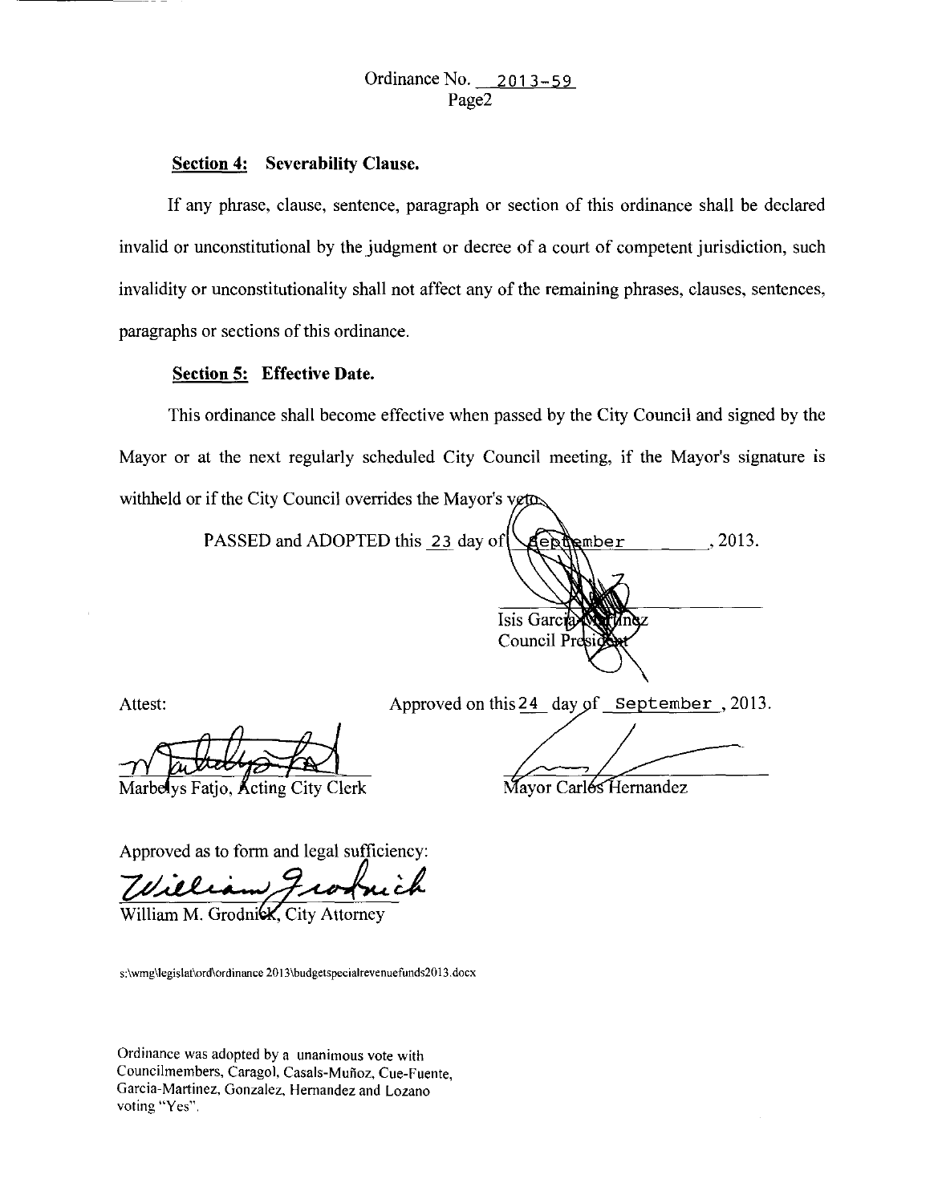Ordinance No. 2013-59

**Section 4: Severability Clause.**

If any phrase, clause, sentence, paragraph or section of this ordinance shall be declared invalid or unconstitutional by the judgment or decree of a court of competent jurisdiction, such invalidity or unconstitutionality shall not affect any of the remaining phrases, clauses, sentences, paragraphs or sections of this ordinance.

**Section 5: Effective Date.**

This ordinance shall become effective when passed by the City Council and signed by the Mayor or at the next regularly scheduled City Council meeting, if the Mayor's signature is withheld or if the City Council overrides the Mayor's veto.

PASSED and ADOPTED this 23 day of September, 2013.

Isis Garcia-Martinez
Council President

Attest:

Marbelys Fatjo, Acting City Clerk

Approved on this 24 day of September, 2013.

Mayor Carlos Hernandez

Approved as to form and legal sufficiency:

William M. Grodnick, City Attorney

s:\wmg\legislat\ord\ordinance 2013\budgetspecialrevenuefunds2013.docx

Ordinance was adopted by a unanimous vote with Councilmembers, Caragol, Casals-Muñoz, Cue-Fuente, Garcia-Martinez, Gonzalez, Hernandez and Lozano voting "Yes".